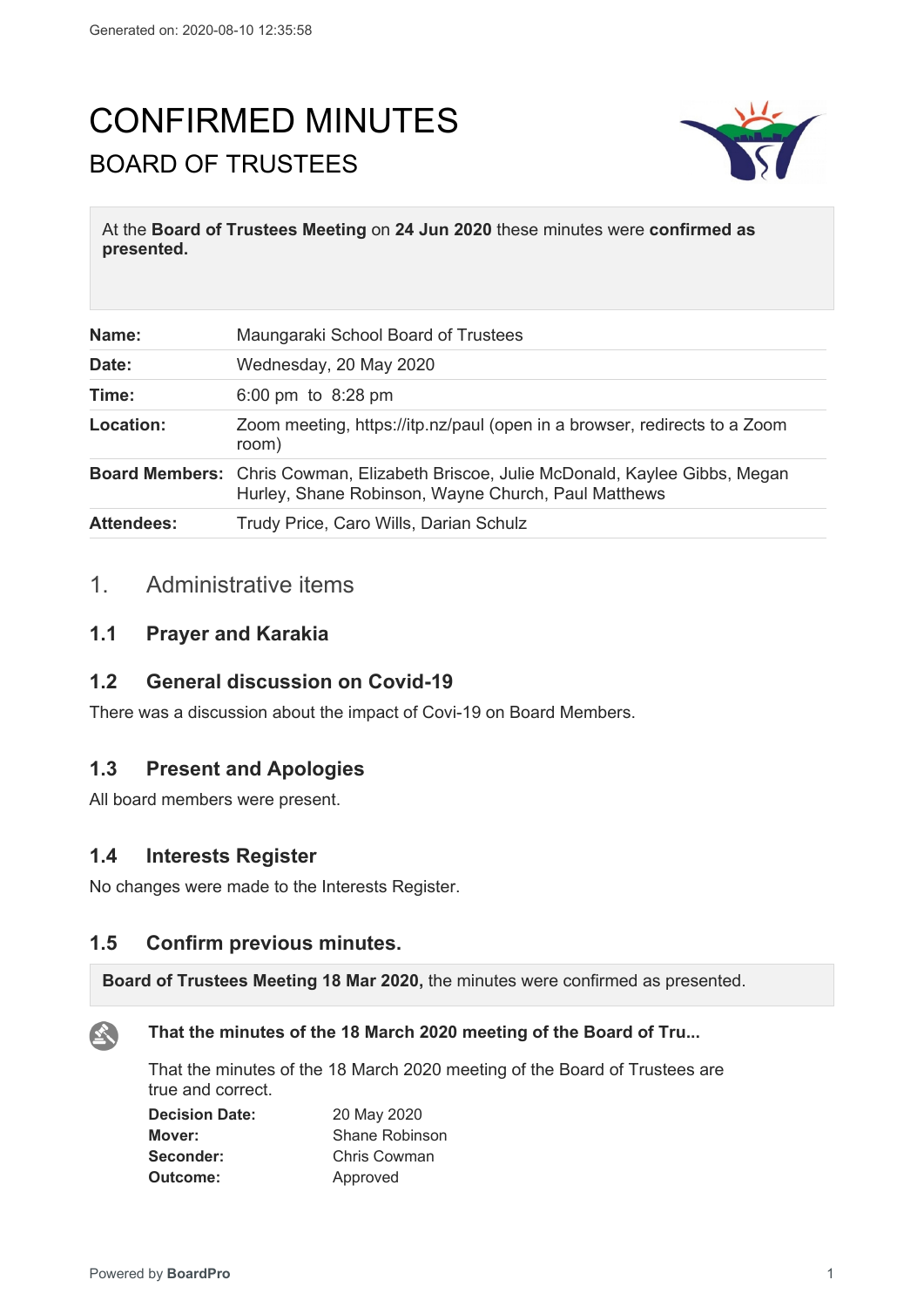Generated on: 2020-08-10 12:35:58

# CONFIRMED MINUTES

## BOARD OF TRUSTEES

At the **Board of Trustees Meeting** on **24 Jun 2020** these minutes were **confirmed as presented.**

| | |
|---|---|
| **Name:** | Maungaraki School Board of Trustees |
| **Date:** | Wednesday, 20 May 2020 |
| **Time:** | 6:00 pm to 8:28 pm |
| **Location:** | Zoom meeting, https://itp.nz/paul (open in a browser, redirects to a Zoom room) |
| **Board Members:** | Chris Cowman, Elizabeth Briscoe, Julie McDonald, Kaylee Gibbs, Megan Hurley, Shane Robinson, Wayne Church, Paul Matthews |
| **Attendees:** | Trudy Price, Caro Wills, Darian Schulz |

## 1. Administrative items

### 1.1 Prayer and Karakia

### 1.2 General discussion on Covid-19

There was a discussion about the impact of Covi-19 on Board Members.

### 1.3 Present and Apologies

All board members were present.

### 1.4 Interests Register

No changes were made to the Interests Register.

### 1.5 Confirm previous minutes.

**Board of Trustees Meeting 18 Mar 2020,** the minutes were confirmed as presented.

**That the minutes of the 18 March 2020 meeting of the Board of Tru...**

That the minutes of the 18 March 2020 meeting of the Board of Trustees are true and correct.

| | |
|---|---|
| **Decision Date:** | 20 May 2020 |
| **Mover:** | Shane Robinson |
| **Seconder:** | Chris Cowman |
| **Outcome:** | Approved |

Powered by **BoardPro**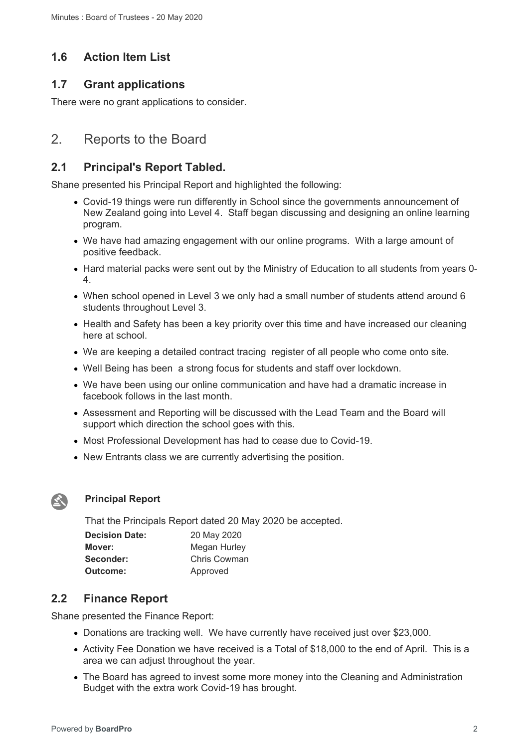## 1.6 Action Item List

## 1.7 Grant applications

There were no grant applications to consider.

# 2. Reports to the Board

## 2.1 Principal's Report Tabled.

Shane presented his Principal Report and highlighted the following:

- Covid-19 things were run differently in School since the governments announcement of New Zealand going into Level 4. Staff began discussing and designing an online learning program.
- We have had amazing engagement with our online programs. With a large amount of positive feedback.
- Hard material packs were sent out by the Ministry of Education to all students from years 0-4.
- When school opened in Level 3 we only had a small number of students attend around 6 students throughout Level 3.
- Health and Safety has been a key priority over this time and have increased our cleaning here at school.
- We are keeping a detailed contract tracing register of all people who come onto site.
- Well Being has been a strong focus for students and staff over lockdown.
- We have been using our online communication and have had a dramatic increase in facebook follows in the last month.
- Assessment and Reporting will be discussed with the Lead Team and the Board will support which direction the school goes with this.
- Most Professional Development has had to cease due to Covid-19.
- New Entrants class we are currently advertising the position.

**Principal Report**

That the Principals Report dated 20 May 2020 be accepted.

**Decision Date:** 20 May 2020
**Mover:** Megan Hurley
**Seconder:** Chris Cowman
**Outcome:** Approved

## 2.2 Finance Report

Shane presented the Finance Report:

- Donations are tracking well. We have currently have received just over $23,000.
- Activity Fee Donation we have received is a Total of $18,000 to the end of April. This is a area we can adjust throughout the year.
- The Board has agreed to invest some more money into the Cleaning and Administration Budget with the extra work Covid-19 has brought.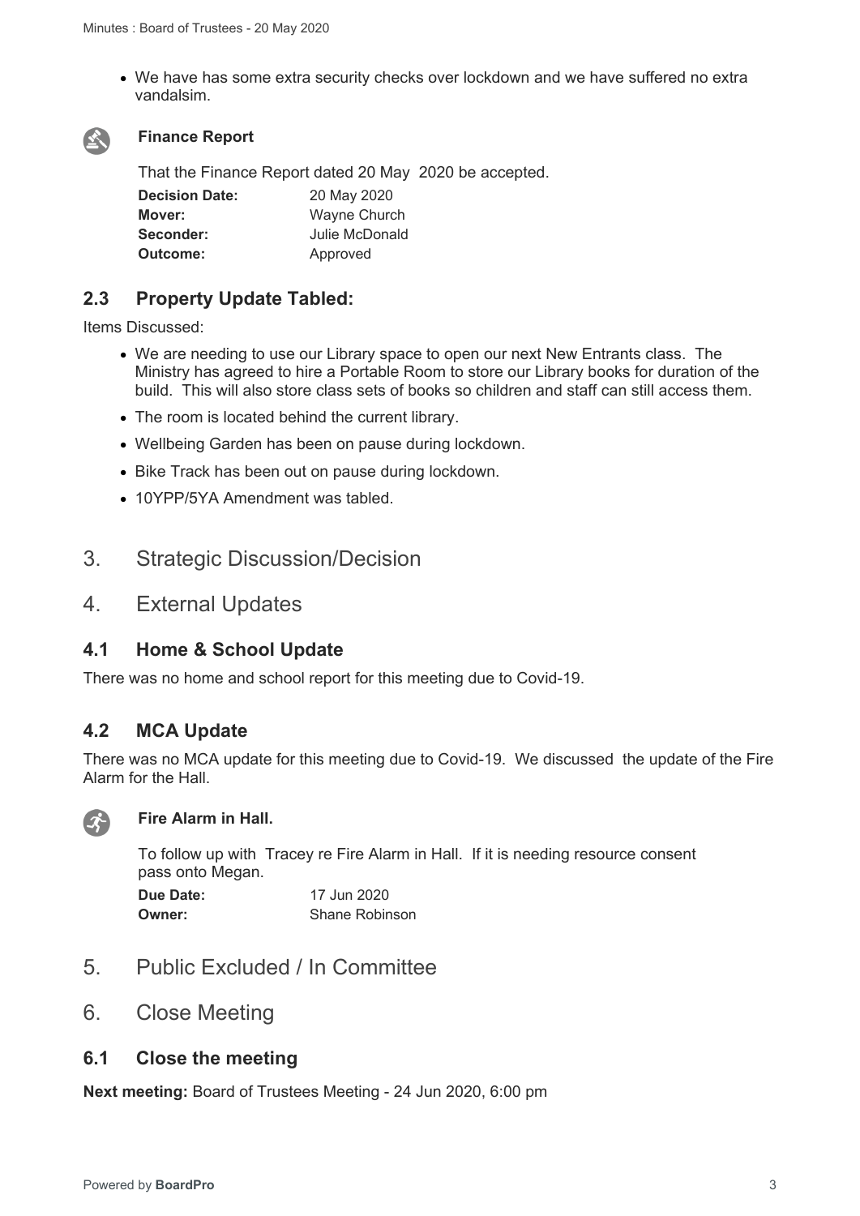- We have has some extra security checks over lockdown and we have suffered no extra vandalsim.

**Finance Report**

That the Finance Report dated 20 May 2020 be accepted.

**Decision Date:** 20 May 2020
**Mover:** Wayne Church
**Seconder:** Julie McDonald
**Outcome:** Approved

## 2.3 Property Update Tabled:

Items Discussed:

- We are needing to use our Library space to open our next New Entrants class. The Ministry has agreed to hire a Portable Room to store our Library books for duration of the build. This will also store class sets of books so children and staff can still access them.
- The room is located behind the current library.
- Wellbeing Garden has been on pause during lockdown.
- Bike Track has been out on pause during lockdown.
- 10YPP/5YA Amendment was tabled.

# 3. Strategic Discussion/Decision

# 4. External Updates

## 4.1 Home & School Update

There was no home and school report for this meeting due to Covid-19.

## 4.2 MCA Update

There was no MCA update for this meeting due to Covid-19. We discussed the update of the Fire Alarm for the Hall.

**Fire Alarm in Hall.**

To follow up with Tracey re Fire Alarm in Hall. If it is needing resource consent pass onto Megan.

**Due Date:** 17 Jun 2020
**Owner:** Shane Robinson

# 5. Public Excluded / In Committee

# 6. Close Meeting

## 6.1 Close the meeting

**Next meeting:** Board of Trustees Meeting - 24 Jun 2020, 6:00 pm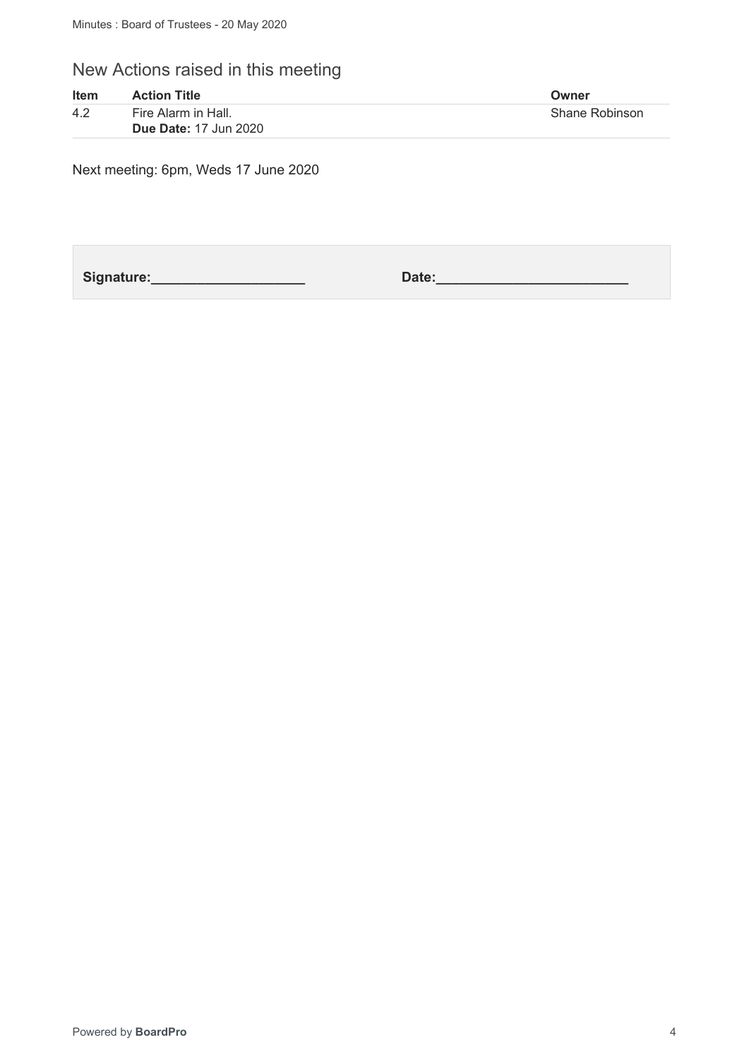## New Actions raised in this meeting

| Item | Action Title | Owner |
|---|---|---|
| 4.2 | Fire Alarm in Hall.<br>**Due Date:** 17 Jun 2020 | Shane Robinson |

Next meeting: 6pm, Weds 17 June 2020

**Signature:___________________** **Date:________________________**